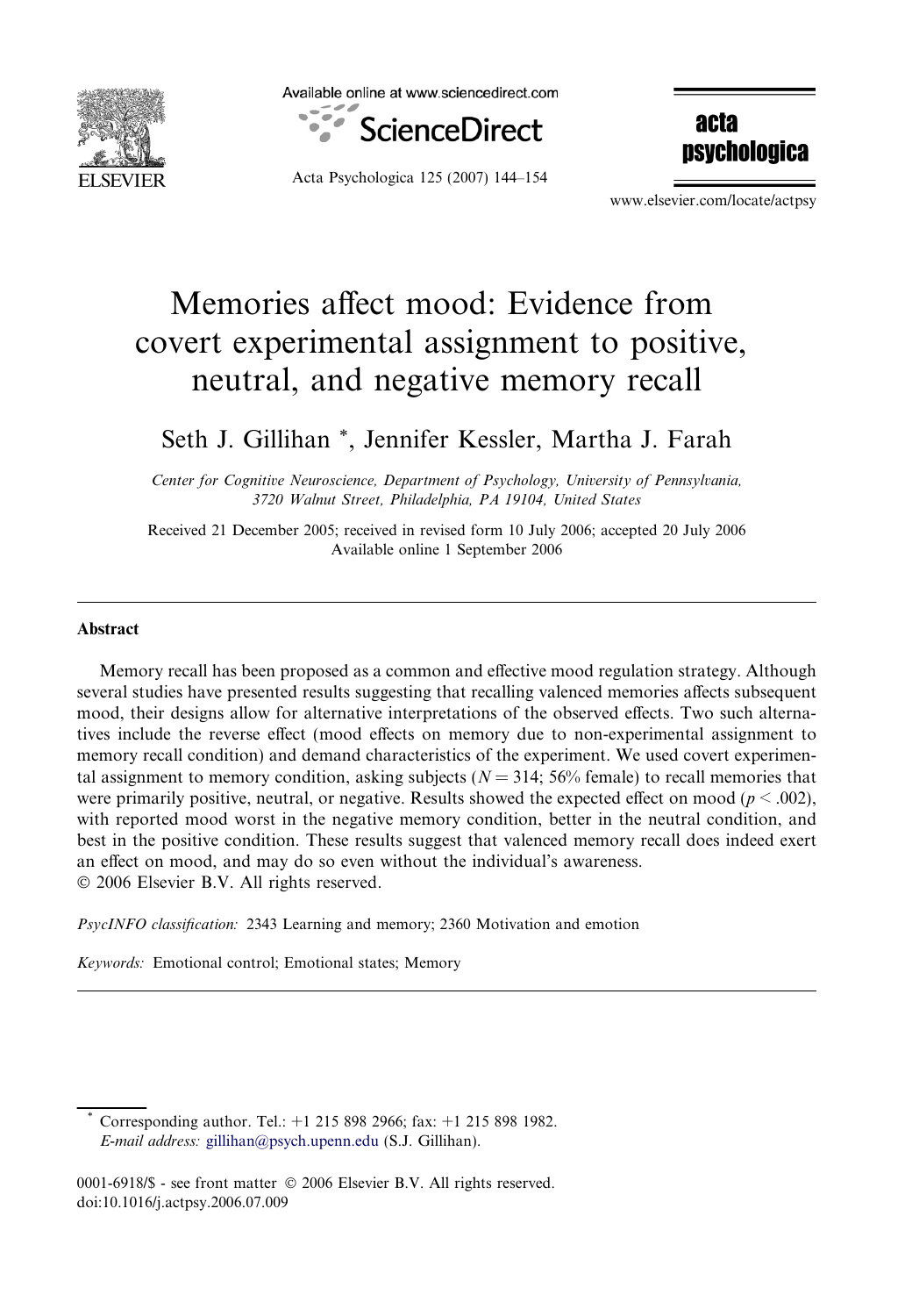# Memories affect mood: Evidence from covert experimental assignment to positive, neutral, and negative memory recall

Seth J. Gillihan *, Jennifer Kessler, Martha J. Farah

*Center for Cognitive Neuroscience, Department of Psychology, University of Pennsylvania, 3720 Walnut Street, Philadelphia, PA 19104, United States*

Received 21 December 2005; received in revised form 10 July 2006; accepted 20 July 2006
Available online 1 September 2006

## Abstract

Memory recall has been proposed as a common and effective mood regulation strategy. Although several studies have presented results suggesting that recalling valenced memories affects subsequent mood, their designs allow for alternative interpretations of the observed effects. Two such alternatives include the reverse effect (mood effects on memory due to non-experimental assignment to memory recall condition) and demand characteristics of the experiment. We used covert experimental assignment to memory condition, asking subjects ($N = 314$; 56% female) to recall memories that were primarily positive, neutral, or negative. Results showed the expected effect on mood ($p < .002$), with reported mood worst in the negative memory condition, better in the neutral condition, and best in the positive condition. These results suggest that valenced memory recall does indeed exert an effect on mood, and may do so even without the individual's awareness.
© 2006 Elsevier B.V. All rights reserved.

*PsycINFO classification:* 2343 Learning and memory; 2360 Motivation and emotion

*Keywords:* Emotional control; Emotional states; Memory

---

* Corresponding author. Tel.: +1 215 898 2966; fax: +1 215 898 1982.
*E-mail address:* gillihan@psych.upenn.edu (S.J. Gillihan).

0001-6918/$ - see front matter © 2006 Elsevier B.V. All rights reserved.
doi:10.1016/j.actpsy.2006.07.009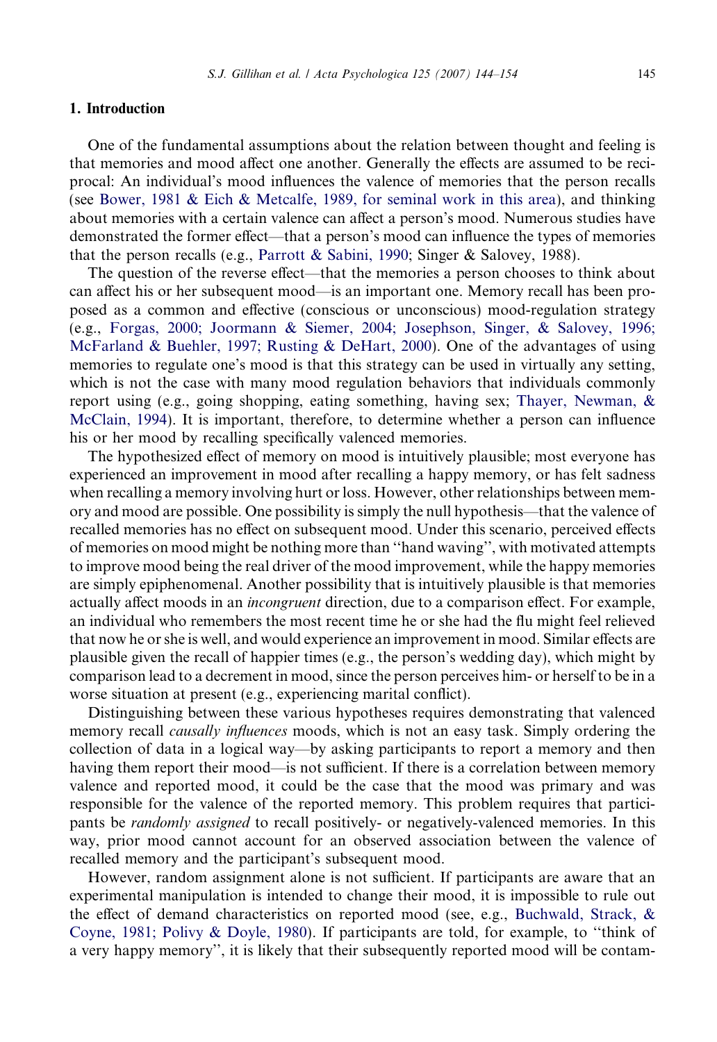## 1. Introduction

One of the fundamental assumptions about the relation between thought and feeling is that memories and mood affect one another. Generally the effects are assumed to be reciprocal: An individual's mood influences the valence of memories that the person recalls (see Bower, 1981 & Eich & Metcalfe, 1989, for seminal work in this area), and thinking about memories with a certain valence can affect a person's mood. Numerous studies have demonstrated the former effect—that a person's mood can influence the types of memories that the person recalls (e.g., Parrott & Sabini, 1990; Singer & Salovey, 1988).

The question of the reverse effect—that the memories a person chooses to think about can affect his or her subsequent mood—is an important one. Memory recall has been proposed as a common and effective (conscious or unconscious) mood-regulation strategy (e.g., Forgas, 2000; Joormann & Siemer, 2004; Josephson, Singer, & Salovey, 1996; McFarland & Buehler, 1997; Rusting & DeHart, 2000). One of the advantages of using memories to regulate one's mood is that this strategy can be used in virtually any setting, which is not the case with many mood regulation behaviors that individuals commonly report using (e.g., going shopping, eating something, having sex; Thayer, Newman, & McClain, 1994). It is important, therefore, to determine whether a person can influence his or her mood by recalling specifically valenced memories.

The hypothesized effect of memory on mood is intuitively plausible; most everyone has experienced an improvement in mood after recalling a happy memory, or has felt sadness when recalling a memory involving hurt or loss. However, other relationships between memory and mood are possible. One possibility is simply the null hypothesis—that the valence of recalled memories has no effect on subsequent mood. Under this scenario, perceived effects of memories on mood might be nothing more than ''hand waving'', with motivated attempts to improve mood being the real driver of the mood improvement, while the happy memories are simply epiphenomenal. Another possibility that is intuitively plausible is that memories actually affect moods in an *incongruent* direction, due to a comparison effect. For example, an individual who remembers the most recent time he or she had the flu might feel relieved that now he or she is well, and would experience an improvement in mood. Similar effects are plausible given the recall of happier times (e.g., the person's wedding day), which might by comparison lead to a decrement in mood, since the person perceives him- or herself to be in a worse situation at present (e.g., experiencing marital conflict).

Distinguishing between these various hypotheses requires demonstrating that valenced memory recall *causally influences* moods, which is not an easy task. Simply ordering the collection of data in a logical way—by asking participants to report a memory and then having them report their mood—is not sufficient. If there is a correlation between memory valence and reported mood, it could be the case that the mood was primary and was responsible for the valence of the reported memory. This problem requires that participants be *randomly assigned* to recall positively- or negatively-valenced memories. In this way, prior mood cannot account for an observed association between the valence of recalled memory and the participant's subsequent mood.

However, random assignment alone is not sufficient. If participants are aware that an experimental manipulation is intended to change their mood, it is impossible to rule out the effect of demand characteristics on reported mood (see, e.g., Buchwald, Strack, & Coyne, 1981; Polivy & Doyle, 1980). If participants are told, for example, to ''think of a very happy memory'', it is likely that their subsequently reported mood will be contam-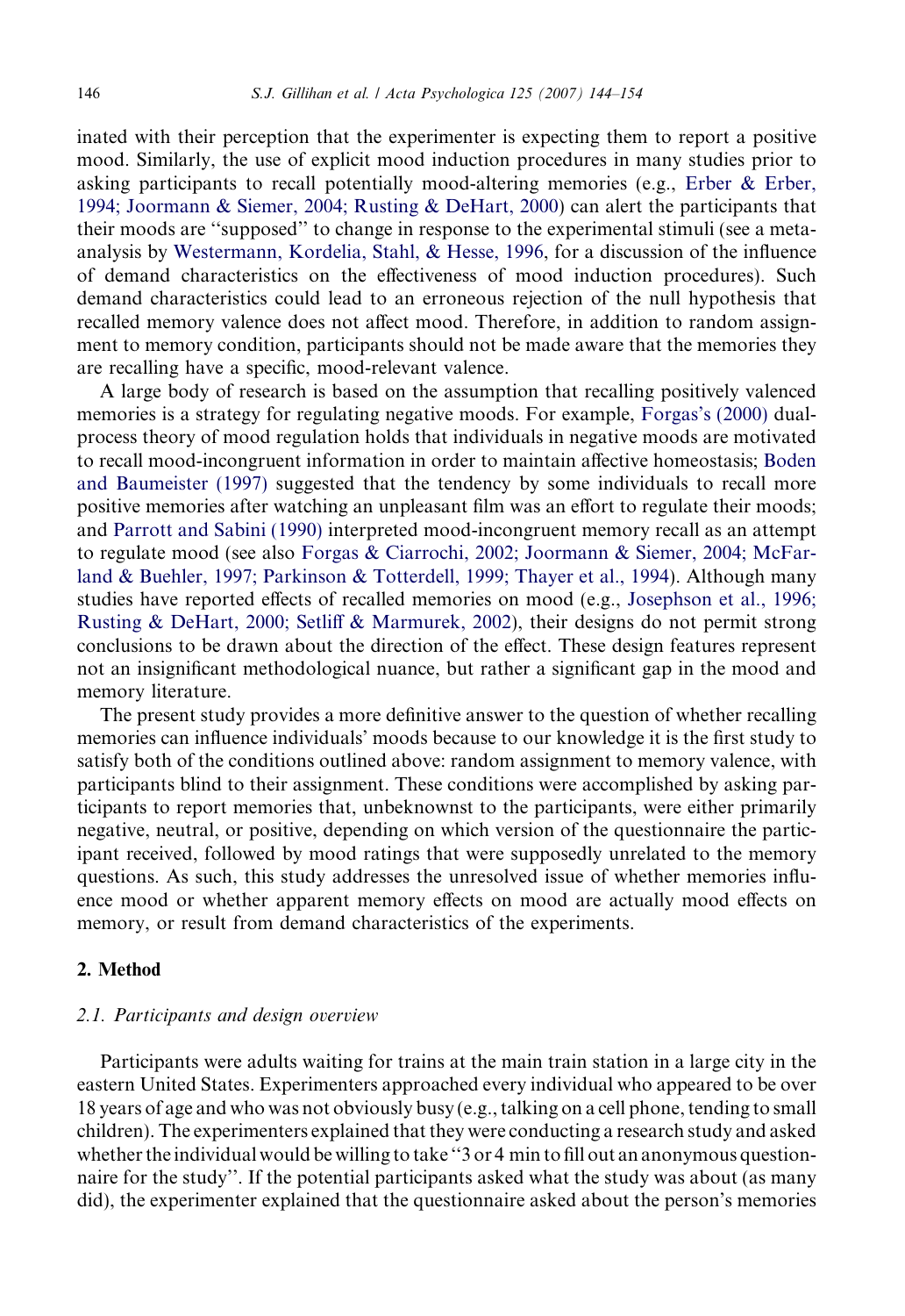inated with their perception that the experimenter is expecting them to report a positive mood. Similarly, the use of explicit mood induction procedures in many studies prior to asking participants to recall potentially mood-altering memories (e.g., Erber & Erber, 1994; Joormann & Siemer, 2004; Rusting & DeHart, 2000) can alert the participants that their moods are ''supposed'' to change in response to the experimental stimuli (see a meta-analysis by Westermann, Kordelia, Stahl, & Hesse, 1996, for a discussion of the influence of demand characteristics on the effectiveness of mood induction procedures). Such demand characteristics could lead to an erroneous rejection of the null hypothesis that recalled memory valence does not affect mood. Therefore, in addition to random assignment to memory condition, participants should not be made aware that the memories they are recalling have a specific, mood-relevant valence.

A large body of research is based on the assumption that recalling positively valenced memories is a strategy for regulating negative moods. For example, Forgas's (2000) dual-process theory of mood regulation holds that individuals in negative moods are motivated to recall mood-incongruent information in order to maintain affective homeostasis; Boden and Baumeister (1997) suggested that the tendency by some individuals to recall more positive memories after watching an unpleasant film was an effort to regulate their moods; and Parrott and Sabini (1990) interpreted mood-incongruent memory recall as an attempt to regulate mood (see also Forgas & Ciarrochi, 2002; Joormann & Siemer, 2004; McFarland & Buehler, 1997; Parkinson & Totterdell, 1999; Thayer et al., 1994). Although many studies have reported effects of recalled memories on mood (e.g., Josephson et al., 1996; Rusting & DeHart, 2000; Setliff & Marmurek, 2002), their designs do not permit strong conclusions to be drawn about the direction of the effect. These design features represent not an insignificant methodological nuance, but rather a significant gap in the mood and memory literature.

The present study provides a more definitive answer to the question of whether recalling memories can influence individuals' moods because to our knowledge it is the first study to satisfy both of the conditions outlined above: random assignment to memory valence, with participants blind to their assignment. These conditions were accomplished by asking participants to report memories that, unbeknownst to the participants, were either primarily negative, neutral, or positive, depending on which version of the questionnaire the participant received, followed by mood ratings that were supposedly unrelated to the memory questions. As such, this study addresses the unresolved issue of whether memories influence mood or whether apparent memory effects on mood are actually mood effects on memory, or result from demand characteristics of the experiments.

## 2. Method

### 2.1. Participants and design overview

Participants were adults waiting for trains at the main train station in a large city in the eastern United States. Experimenters approached every individual who appeared to be over 18 years of age and who was not obviously busy (e.g., talking on a cell phone, tending to small children). The experimenters explained that they were conducting a research study and asked whether the individual would be willing to take ''3 or 4 min to fill out an anonymous questionnaire for the study''. If the potential participants asked what the study was about (as many did), the experimenter explained that the questionnaire asked about the person's memories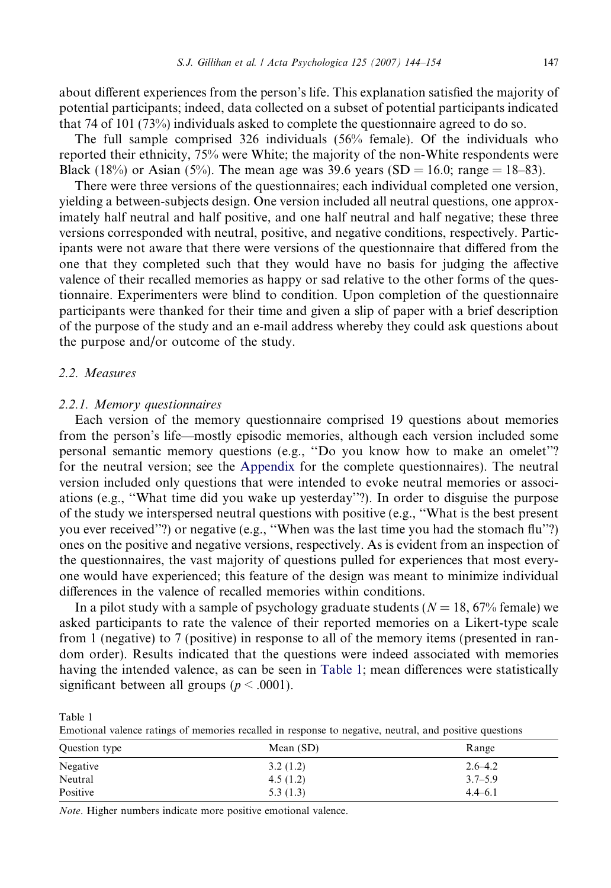about different experiences from the person's life. This explanation satisfied the majority of potential participants; indeed, data collected on a subset of potential participants indicated that 74 of 101 (73%) individuals asked to complete the questionnaire agreed to do so.

The full sample comprised 326 individuals (56% female). Of the individuals who reported their ethnicity, 75% were White; the majority of the non-White respondents were Black (18%) or Asian (5%). The mean age was 39.6 years (SD = 16.0; range = 18–83).

There were three versions of the questionnaires; each individual completed one version, yielding a between-subjects design. One version included all neutral questions, one approximately half neutral and half positive, and one half neutral and half negative; these three versions corresponded with neutral, positive, and negative conditions, respectively. Participants were not aware that there were versions of the questionnaire that differed from the one that they completed such that they would have no basis for judging the affective valence of their recalled memories as happy or sad relative to the other forms of the questionnaire. Experimenters were blind to condition. Upon completion of the questionnaire participants were thanked for their time and given a slip of paper with a brief description of the purpose of the study and an e-mail address whereby they could ask questions about the purpose and/or outcome of the study.

## 2.2. Measures

### 2.2.1. Memory questionnaires

Each version of the memory questionnaire comprised 19 questions about memories from the person's life—mostly episodic memories, although each version included some personal semantic memory questions (e.g., "Do you know how to make an omelet"? for the neutral version; see the Appendix for the complete questionnaires). The neutral version included only questions that were intended to evoke neutral memories or associations (e.g., "What time did you wake up yesterday"?). In order to disguise the purpose of the study we interspersed neutral questions with positive (e.g., "What is the best present you ever received"?) or negative (e.g., "When was the last time you had the stomach flu"?) ones on the positive and negative versions, respectively. As is evident from an inspection of the questionnaires, the vast majority of questions pulled for experiences that most everyone would have experienced; this feature of the design was meant to minimize individual differences in the valence of recalled memories within conditions.

In a pilot study with a sample of psychology graduate students ($N = 18$, 67% female) we asked participants to rate the valence of their reported memories on a Likert-type scale from 1 (negative) to 7 (positive) in response to all of the memory items (presented in random order). Results indicated that the questions were indeed associated with memories having the intended valence, as can be seen in Table 1; mean differences were statistically significant between all groups ($p < .0001$).

Table 1
Emotional valence ratings of memories recalled in response to negative, neutral, and positive questions

| Question type | Mean (SD) | Range |
|---|---|---|
| Negative | 3.2 (1.2) | 2.6–4.2 |
| Neutral | 4.5 (1.2) | 3.7–5.9 |
| Positive | 5.3 (1.3) | 4.4–6.1 |

*Note*. Higher numbers indicate more positive emotional valence.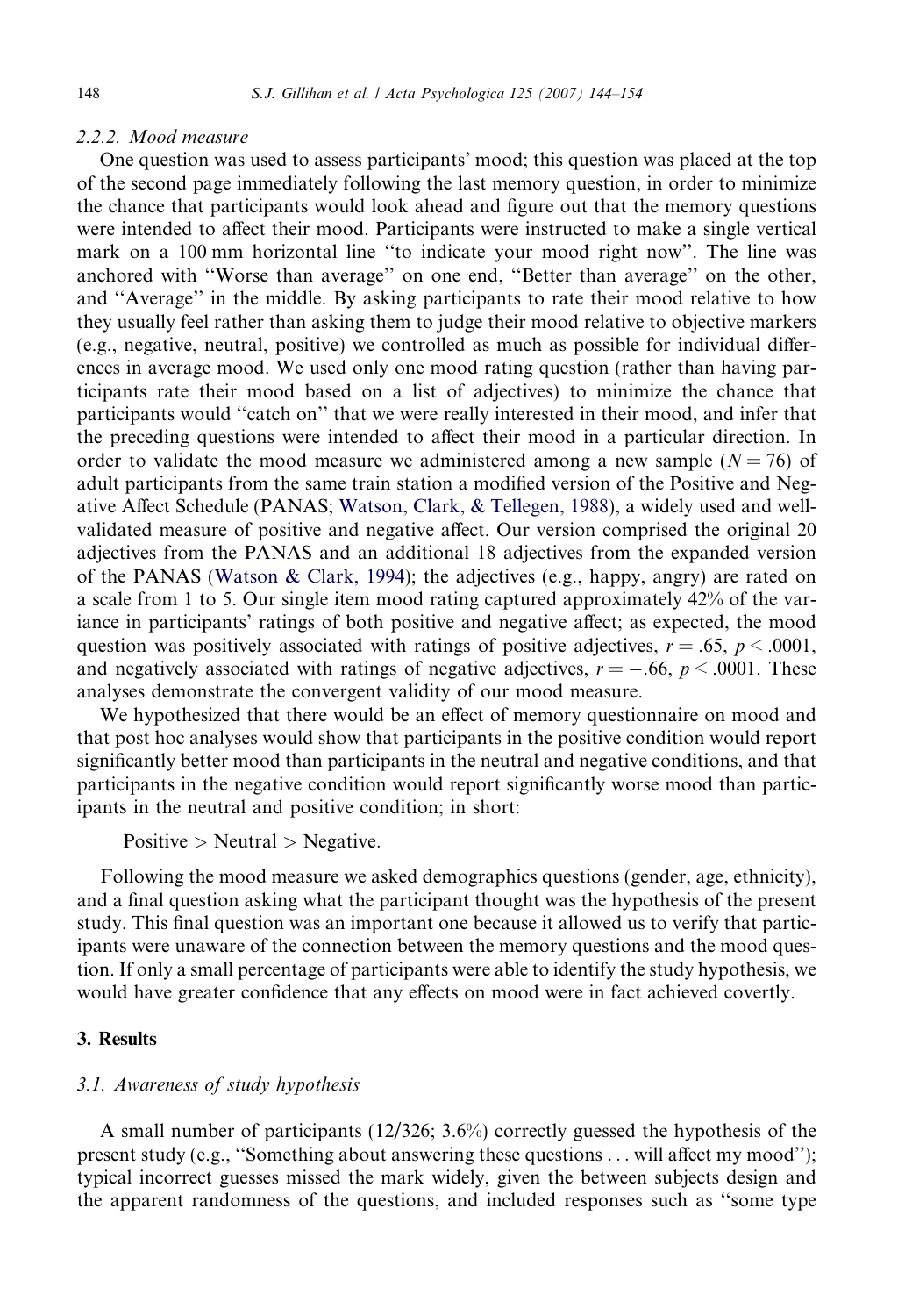#### 2.2.2. Mood measure

One question was used to assess participants' mood; this question was placed at the top of the second page immediately following the last memory question, in order to minimize the chance that participants would look ahead and figure out that the memory questions were intended to affect their mood. Participants were instructed to make a single vertical mark on a 100 mm horizontal line "to indicate your mood right now". The line was anchored with "Worse than average" on one end, "Better than average" on the other, and "Average" in the middle. By asking participants to rate their mood relative to how they usually feel rather than asking them to judge their mood relative to objective markers (e.g., negative, neutral, positive) we controlled as much as possible for individual differences in average mood. We used only one mood rating question (rather than having participants rate their mood based on a list of adjectives) to minimize the chance that participants would "catch on" that we were really interested in their mood, and infer that the preceding questions were intended to affect their mood in a particular direction. In order to validate the mood measure we administered among a new sample ($N = 76$) of adult participants from the same train station a modified version of the Positive and Negative Affect Schedule (PANAS; Watson, Clark, & Tellegen, 1988), a widely used and well-validated measure of positive and negative affect. Our version comprised the original 20 adjectives from the PANAS and an additional 18 adjectives from the expanded version of the PANAS (Watson & Clark, 1994); the adjectives (e.g., happy, angry) are rated on a scale from 1 to 5. Our single item mood rating captured approximately 42% of the variance in participants' ratings of both positive and negative affect; as expected, the mood question was positively associated with ratings of positive adjectives, $r = .65$, $p < .0001$, and negatively associated with ratings of negative adjectives, $r = -.66$, $p < .0001$. These analyses demonstrate the convergent validity of our mood measure.

We hypothesized that there would be an effect of memory questionnaire on mood and that post hoc analyses would show that participants in the positive condition would report significantly better mood than participants in the neutral and negative conditions, and that participants in the negative condition would report significantly worse mood than participants in the neutral and positive condition; in short:

Positive > Neutral > Negative.

Following the mood measure we asked demographics questions (gender, age, ethnicity), and a final question asking what the participant thought was the hypothesis of the present study. This final question was an important one because it allowed us to verify that participants were unaware of the connection between the memory questions and the mood question. If only a small percentage of participants were able to identify the study hypothesis, we would have greater confidence that any effects on mood were in fact achieved covertly.

## 3. Results

### 3.1. Awareness of study hypothesis

A small number of participants (12/326; 3.6%) correctly guessed the hypothesis of the present study (e.g., "Something about answering these questions ... will affect my mood"); typical incorrect guesses missed the mark widely, given the between subjects design and the apparent randomness of the questions, and included responses such as "some type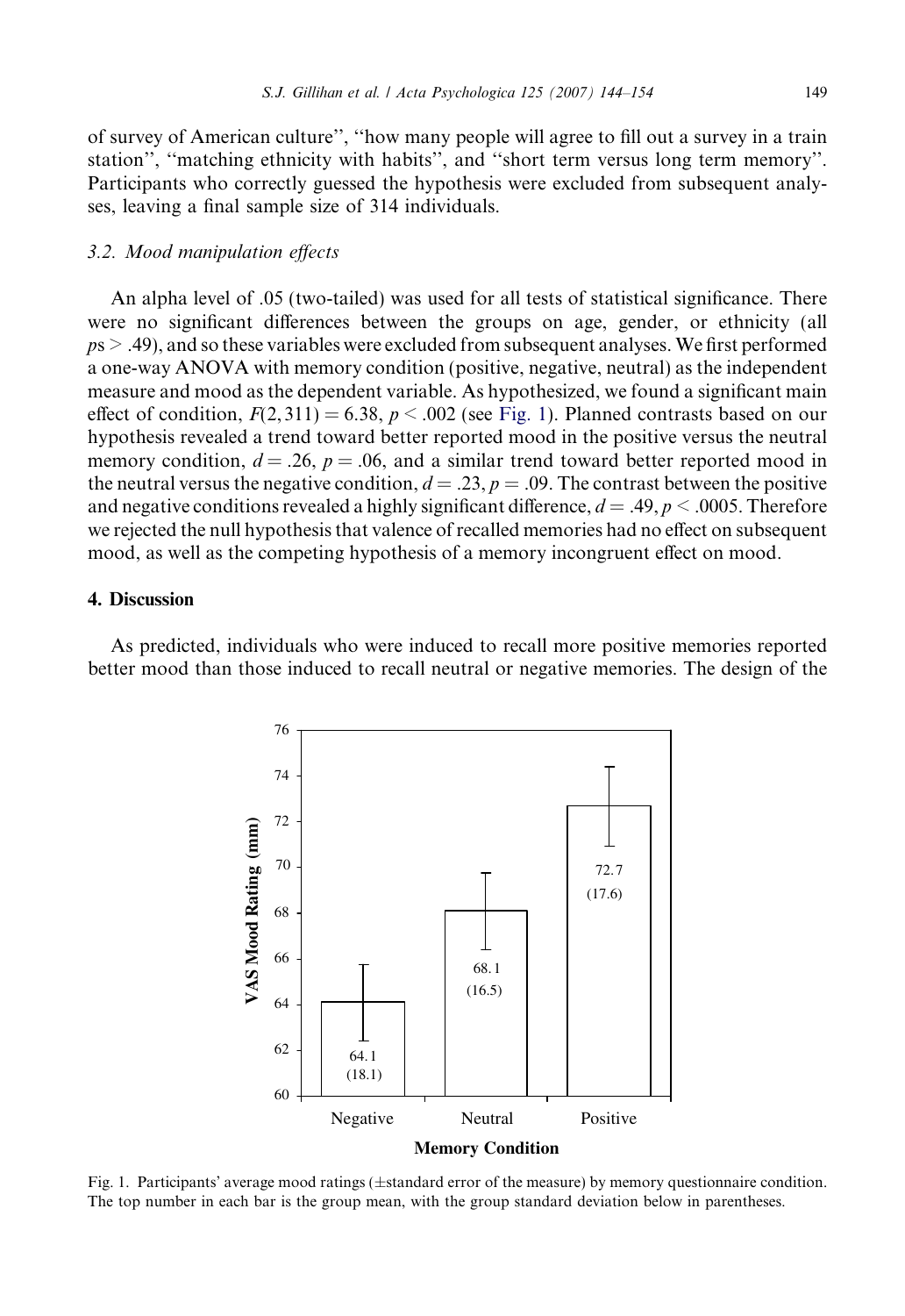of survey of American culture'', ''how many people will agree to fill out a survey in a train station'', ''matching ethnicity with habits'', and ''short term versus long term memory''. Participants who correctly guessed the hypothesis were excluded from subsequent analyses, leaving a final sample size of 314 individuals.

### 3.2. Mood manipulation effects

An alpha level of .05 (two-tailed) was used for all tests of statistical significance. There were no significant differences between the groups on age, gender, or ethnicity (all $p$s > .49), and so these variables were excluded from subsequent analyses. We first performed a one-way ANOVA with memory condition (positive, negative, neutral) as the independent measure and mood as the dependent variable. As hypothesized, we found a significant main effect of condition, $F(2, 311) = 6.38$, $p < .002$ (see Fig. 1). Planned contrasts based on our hypothesis revealed a trend toward better reported mood in the positive versus the neutral memory condition, $d = .26$, $p = .06$, and a similar trend toward better reported mood in the neutral versus the negative condition, $d = .23$, $p = .09$. The contrast between the positive and negative conditions revealed a highly significant difference, $d = .49$, $p < .0005$. Therefore we rejected the null hypothesis that valence of recalled memories had no effect on subsequent mood, as well as the competing hypothesis of a memory incongruent effect on mood.

## 4. Discussion

As predicted, individuals who were induced to recall more positive memories reported better mood than those induced to recall neutral or negative memories. The design of the

Fig. 1. Participants' average mood ratings (±standard error of the measure) by memory questionnaire condition. The top number in each bar is the group mean, with the group standard deviation below in parentheses.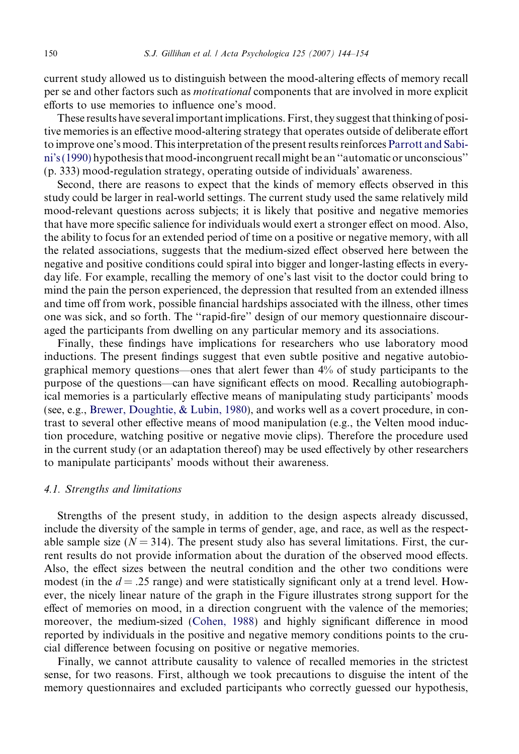current study allowed us to distinguish between the mood-altering effects of memory recall per se and other factors such as *motivational* components that are involved in more explicit efforts to use memories to influence one's mood.

These results have several important implications. First, they suggest that thinking of positive memories is an effective mood-altering strategy that operates outside of deliberate effort to improve one's mood. This interpretation of the present results reinforces Parrott and Sabini's (1990) hypothesis that mood-incongruent recall might be an ''automatic or unconscious'' (p. 333) mood-regulation strategy, operating outside of individuals' awareness.

Second, there are reasons to expect that the kinds of memory effects observed in this study could be larger in real-world settings. The current study used the same relatively mild mood-relevant questions across subjects; it is likely that positive and negative memories that have more specific salience for individuals would exert a stronger effect on mood. Also, the ability to focus for an extended period of time on a positive or negative memory, with all the related associations, suggests that the medium-sized effect observed here between the negative and positive conditions could spiral into bigger and longer-lasting effects in everyday life. For example, recalling the memory of one's last visit to the doctor could bring to mind the pain the person experienced, the depression that resulted from an extended illness and time off from work, possible financial hardships associated with the illness, other times one was sick, and so forth. The ''rapid-fire'' design of our memory questionnaire discouraged the participants from dwelling on any particular memory and its associations.

Finally, these findings have implications for researchers who use laboratory mood inductions. The present findings suggest that even subtle positive and negative autobiographical memory questions—ones that alert fewer than 4% of study participants to the purpose of the questions—can have significant effects on mood. Recalling autobiographical memories is a particularly effective means of manipulating study participants' moods (see, e.g., Brewer, Doughtie, & Lubin, 1980), and works well as a covert procedure, in contrast to several other effective means of mood manipulation (e.g., the Velten mood induction procedure, watching positive or negative movie clips). Therefore the procedure used in the current study (or an adaptation thereof) may be used effectively by other researchers to manipulate participants' moods without their awareness.

### 4.1. Strengths and limitations

Strengths of the present study, in addition to the design aspects already discussed, include the diversity of the sample in terms of gender, age, and race, as well as the respectable sample size ($N = 314$). The present study also has several limitations. First, the current results do not provide information about the duration of the observed mood effects. Also, the effect sizes between the neutral condition and the other two conditions were modest (in the $d = .25$ range) and were statistically significant only at a trend level. However, the nicely linear nature of the graph in the Figure illustrates strong support for the effect of memories on mood, in a direction congruent with the valence of the memories; moreover, the medium-sized (Cohen, 1988) and highly significant difference in mood reported by individuals in the positive and negative memory conditions points to the crucial difference between focusing on positive or negative memories.

Finally, we cannot attribute causality to valence of recalled memories in the strictest sense, for two reasons. First, although we took precautions to disguise the intent of the memory questionnaires and excluded participants who correctly guessed our hypothesis,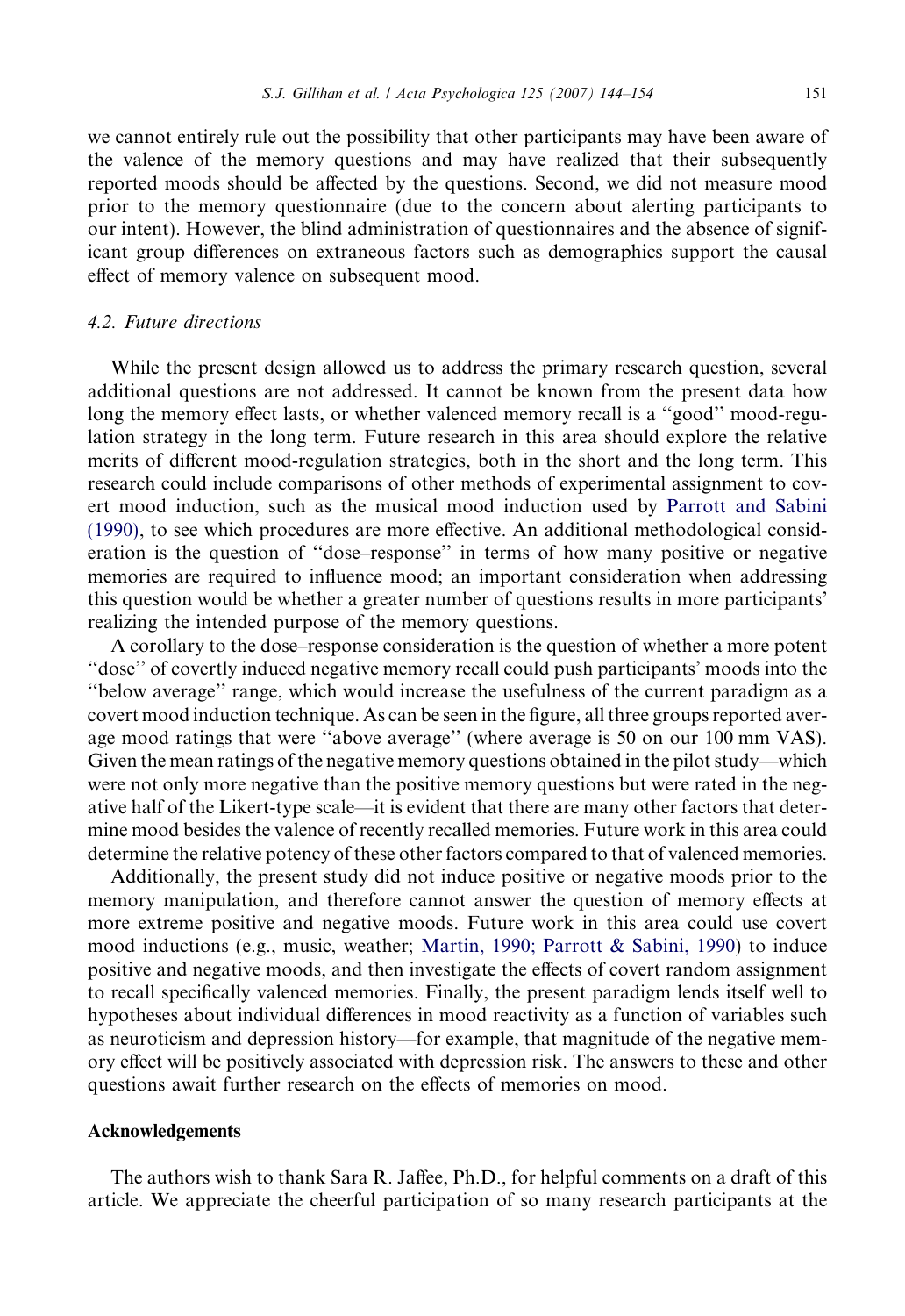we cannot entirely rule out the possibility that other participants may have been aware of the valence of the memory questions and may have realized that their subsequently reported moods should be affected by the questions. Second, we did not measure mood prior to the memory questionnaire (due to the concern about alerting participants to our intent). However, the blind administration of questionnaires and the absence of significant group differences on extraneous factors such as demographics support the causal effect of memory valence on subsequent mood.

### *4.2. Future directions*

While the present design allowed us to address the primary research question, several additional questions are not addressed. It cannot be known from the present data how long the memory effect lasts, or whether valenced memory recall is a ''good'' mood-regulation strategy in the long term. Future research in this area should explore the relative merits of different mood-regulation strategies, both in the short and the long term. This research could include comparisons of other methods of experimental assignment to covert mood induction, such as the musical mood induction used by Parrott and Sabini (1990), to see which procedures are more effective. An additional methodological consideration is the question of ''dose–response'' in terms of how many positive or negative memories are required to influence mood; an important consideration when addressing this question would be whether a greater number of questions results in more participants' realizing the intended purpose of the memory questions.

A corollary to the dose–response consideration is the question of whether a more potent ''dose'' of covertly induced negative memory recall could push participants' moods into the ''below average'' range, which would increase the usefulness of the current paradigm as a covert mood induction technique. As can be seen in the figure, all three groups reported average mood ratings that were ''above average'' (where average is 50 on our 100 mm VAS). Given the mean ratings of the negative memory questions obtained in the pilot study—which were not only more negative than the positive memory questions but were rated in the negative half of the Likert-type scale—it is evident that there are many other factors that determine mood besides the valence of recently recalled memories. Future work in this area could determine the relative potency of these other factors compared to that of valenced memories.

Additionally, the present study did not induce positive or negative moods prior to the memory manipulation, and therefore cannot answer the question of memory effects at more extreme positive and negative moods. Future work in this area could use covert mood inductions (e.g., music, weather; Martin, 1990; Parrott & Sabini, 1990) to induce positive and negative moods, and then investigate the effects of covert random assignment to recall specifically valenced memories. Finally, the present paradigm lends itself well to hypotheses about individual differences in mood reactivity as a function of variables such as neuroticism and depression history—for example, that magnitude of the negative memory effect will be positively associated with depression risk. The answers to these and other questions await further research on the effects of memories on mood.

## Acknowledgements

The authors wish to thank Sara R. Jaffee, Ph.D., for helpful comments on a draft of this article. We appreciate the cheerful participation of so many research participants at the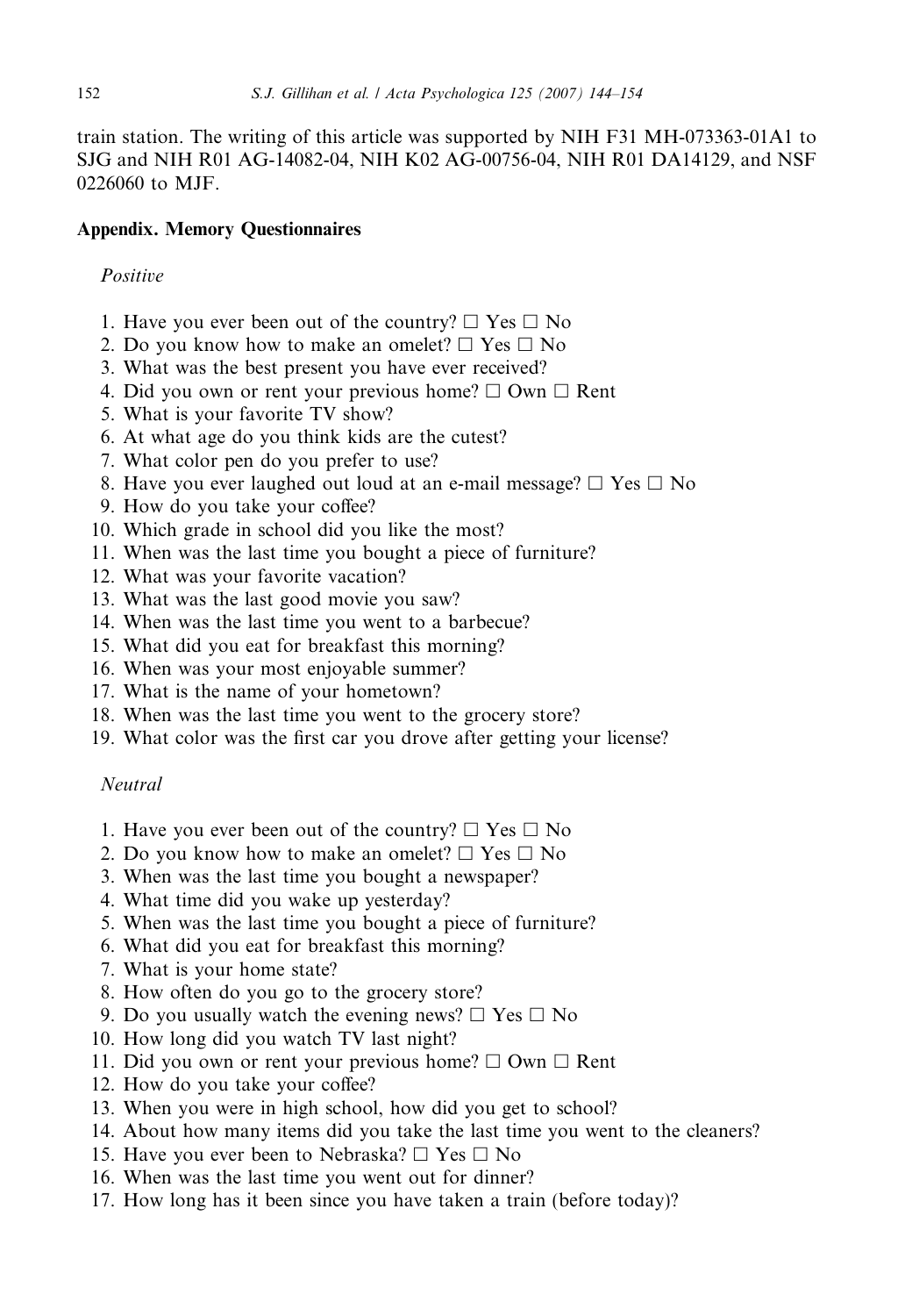train station. The writing of this article was supported by NIH F31 MH-073363-01A1 to SJG and NIH R01 AG-14082-04, NIH K02 AG-00756-04, NIH R01 DA14129, and NSF 0226060 to MJF.

## Appendix. Memory Questionnaires

*Positive*

1. Have you ever been out of the country? ☐ Yes ☐ No
2. Do you know how to make an omelet? ☐ Yes ☐ No
3. What was the best present you have ever received?
4. Did you own or rent your previous home? ☐ Own ☐ Rent
5. What is your favorite TV show?
6. At what age do you think kids are the cutest?
7. What color pen do you prefer to use?
8. Have you ever laughed out loud at an e-mail message? ☐ Yes ☐ No
9. How do you take your coffee?
10. Which grade in school did you like the most?
11. When was the last time you bought a piece of furniture?
12. What was your favorite vacation?
13. What was the last good movie you saw?
14. When was the last time you went to a barbecue?
15. What did you eat for breakfast this morning?
16. When was your most enjoyable summer?
17. What is the name of your hometown?
18. When was the last time you went to the grocery store?
19. What color was the first car you drove after getting your license?

*Neutral*

1. Have you ever been out of the country? ☐ Yes ☐ No
2. Do you know how to make an omelet? ☐ Yes ☐ No
3. When was the last time you bought a newspaper?
4. What time did you wake up yesterday?
5. When was the last time you bought a piece of furniture?
6. What did you eat for breakfast this morning?
7. What is your home state?
8. How often do you go to the grocery store?
9. Do you usually watch the evening news? ☐ Yes ☐ No
10. How long did you watch TV last night?
11. Did you own or rent your previous home? ☐ Own ☐ Rent
12. How do you take your coffee?
13. When you were in high school, how did you get to school?
14. About how many items did you take the last time you went to the cleaners?
15. Have you ever been to Nebraska? ☐ Yes ☐ No
16. When was the last time you went out for dinner?
17. How long has it been since you have taken a train (before today)?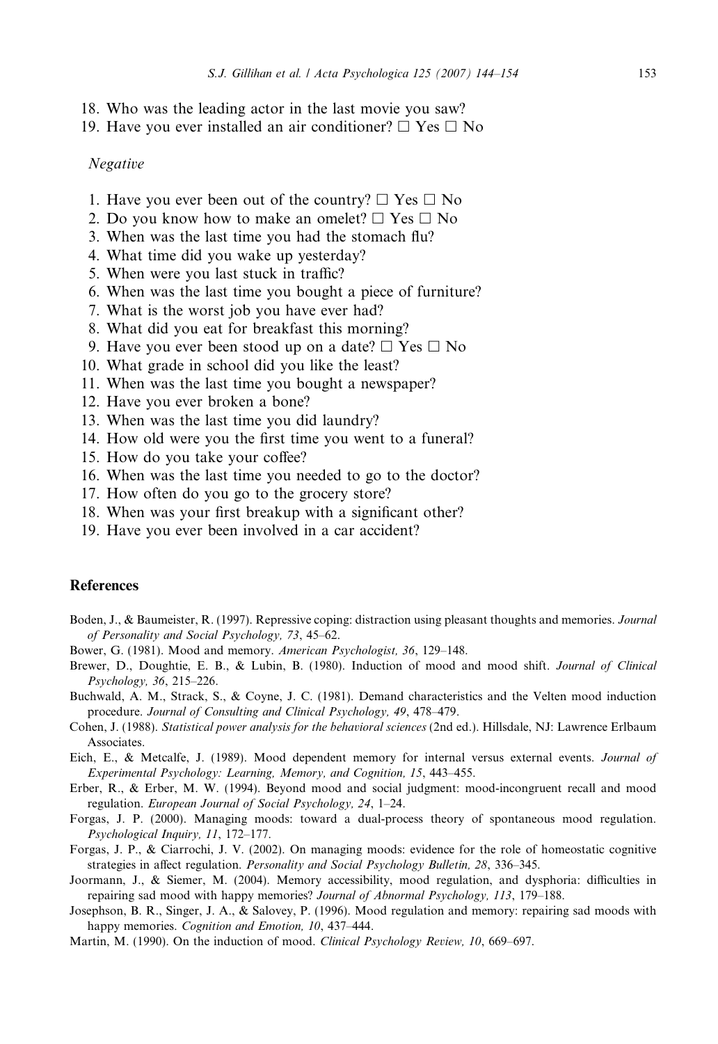18. Who was the leading actor in the last movie you saw?
19. Have you ever installed an air conditioner? ☐ Yes ☐ No

*Negative*

1. Have you ever been out of the country? ☐ Yes ☐ No
2. Do you know how to make an omelet? ☐ Yes ☐ No
3. When was the last time you had the stomach flu?
4. What time did you wake up yesterday?
5. When were you last stuck in traffic?
6. When was the last time you bought a piece of furniture?
7. What is the worst job you have ever had?
8. What did you eat for breakfast this morning?
9. Have you ever been stood up on a date? ☐ Yes ☐ No
10. What grade in school did you like the least?
11. When was the last time you bought a newspaper?
12. Have you ever broken a bone?
13. When was the last time you did laundry?
14. How old were you the first time you went to a funeral?
15. How do you take your coffee?
16. When was the last time you needed to go to the doctor?
17. How often do you go to the grocery store?
18. When was your first breakup with a significant other?
19. Have you ever been involved in a car accident?

## References

Boden, J., & Baumeister, R. (1997). Repressive coping: distraction using pleasant thoughts and memories. *Journal of Personality and Social Psychology, 73*, 45–62.

Bower, G. (1981). Mood and memory. *American Psychologist, 36*, 129–148.

Brewer, D., Doughtie, E. B., & Lubin, B. (1980). Induction of mood and mood shift. *Journal of Clinical Psychology, 36*, 215–226.

Buchwald, A. M., Strack, S., & Coyne, J. C. (1981). Demand characteristics and the Velten mood induction procedure. *Journal of Consulting and Clinical Psychology, 49*, 478–479.

Cohen, J. (1988). *Statistical power analysis for the behavioral sciences* (2nd ed.). Hillsdale, NJ: Lawrence Erlbaum Associates.

Eich, E., & Metcalfe, J. (1989). Mood dependent memory for internal versus external events. *Journal of Experimental Psychology: Learning, Memory, and Cognition, 15*, 443–455.

Erber, R., & Erber, M. W. (1994). Beyond mood and social judgment: mood-incongruent recall and mood regulation. *European Journal of Social Psychology, 24*, 1–24.

Forgas, J. P. (2000). Managing moods: toward a dual-process theory of spontaneous mood regulation. *Psychological Inquiry, 11*, 172–177.

Forgas, J. P., & Ciarrochi, J. V. (2002). On managing moods: evidence for the role of homeostatic cognitive strategies in affect regulation. *Personality and Social Psychology Bulletin, 28*, 336–345.

Joormann, J., & Siemer, M. (2004). Memory accessibility, mood regulation, and dysphoria: difficulties in repairing sad mood with happy memories? *Journal of Abnormal Psychology, 113*, 179–188.

Josephson, B. R., Singer, J. A., & Salovey, P. (1996). Mood regulation and memory: repairing sad moods with happy memories. *Cognition and Emotion, 10*, 437–444.

Martin, M. (1990). On the induction of mood. *Clinical Psychology Review, 10*, 669–697.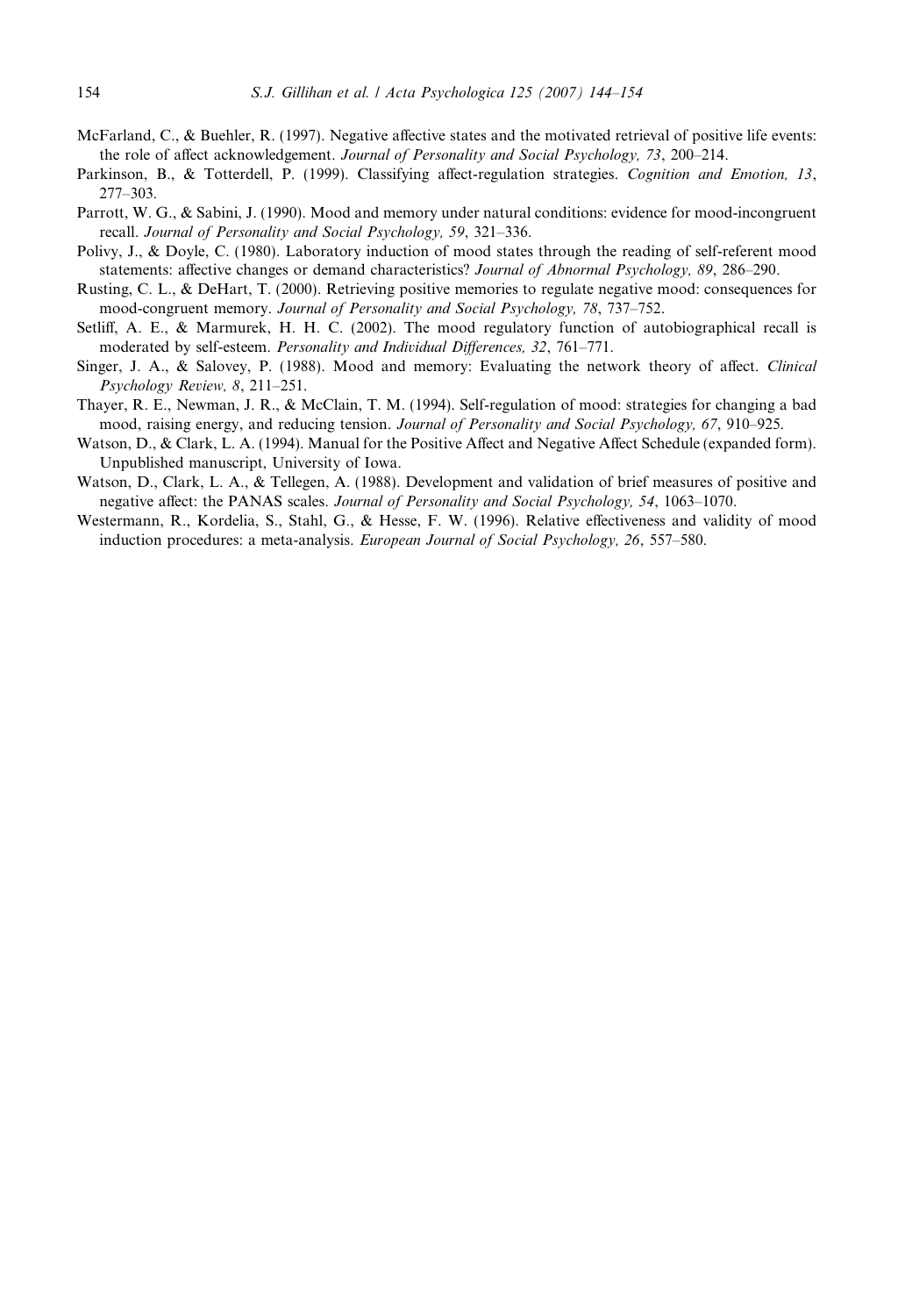McFarland, C., & Buehler, R. (1997). Negative affective states and the motivated retrieval of positive life events: the role of affect acknowledgement. *Journal of Personality and Social Psychology, 73*, 200–214.

Parkinson, B., & Totterdell, P. (1999). Classifying affect-regulation strategies. *Cognition and Emotion, 13*, 277–303.

Parrott, W. G., & Sabini, J. (1990). Mood and memory under natural conditions: evidence for mood-incongruent recall. *Journal of Personality and Social Psychology, 59*, 321–336.

Polivy, J., & Doyle, C. (1980). Laboratory induction of mood states through the reading of self-referent mood statements: affective changes or demand characteristics? *Journal of Abnormal Psychology, 89*, 286–290.

Rusting, C. L., & DeHart, T. (2000). Retrieving positive memories to regulate negative mood: consequences for mood-congruent memory. *Journal of Personality and Social Psychology, 78*, 737–752.

Setliff, A. E., & Marmurek, H. H. C. (2002). The mood regulatory function of autobiographical recall is moderated by self-esteem. *Personality and Individual Differences, 32*, 761–771.

Singer, J. A., & Salovey, P. (1988). Mood and memory: Evaluating the network theory of affect. *Clinical Psychology Review, 8*, 211–251.

Thayer, R. E., Newman, J. R., & McClain, T. M. (1994). Self-regulation of mood: strategies for changing a bad mood, raising energy, and reducing tension. *Journal of Personality and Social Psychology, 67*, 910–925.

Watson, D., & Clark, L. A. (1994). Manual for the Positive Affect and Negative Affect Schedule (expanded form). Unpublished manuscript, University of Iowa.

Watson, D., Clark, L. A., & Tellegen, A. (1988). Development and validation of brief measures of positive and negative affect: the PANAS scales. *Journal of Personality and Social Psychology, 54*, 1063–1070.

Westermann, R., Kordelia, S., Stahl, G., & Hesse, F. W. (1996). Relative effectiveness and validity of mood induction procedures: a meta-analysis. *European Journal of Social Psychology, 26*, 557–580.